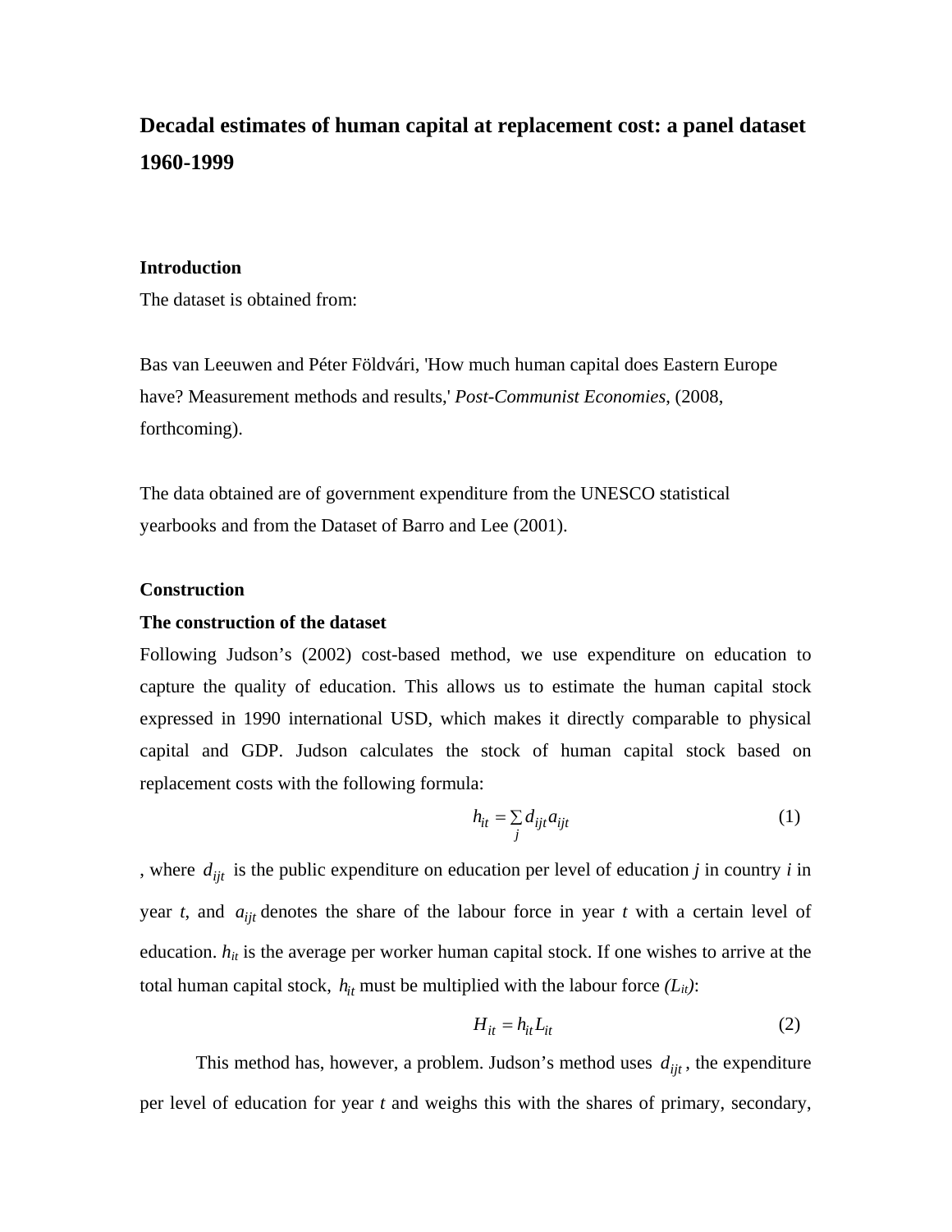# Decadal estimates of human capital at replacement cost: a panel dataset 1960-1999

## Introduction

The dataset is obtained from:

Bas van Leeuwen and Péter Földvári, 'How much human capital does Eastern Europe have? Measurement methods and results,' *Post-Communist Economies*, (2008, forthcoming).

The data obtained are of government expenditure from the UNESCO statistical yearbooks and from the Dataset of Barro and Lee (2001).

## Construction

### The construction of the dataset

Following Judson's (2002) cost-based method, we use expenditure on education to capture the quality of education. This allows us to estimate the human capital stock expressed in 1990 international USD, which makes it directly comparable to physical capital and GDP. Judson calculates the stock of human capital stock based on replacement costs with the following formula:

$$h_{it} = \sum_{j} d_{ijt} a_{ijt} \tag{1}$$

, where $d_{ijt}$ is the public expenditure on education per level of education *j* in country *i* in year *t*, and $a_{ijt}$ denotes the share of the labour force in year *t* with a certain level of education. $h_{it}$ is the average per worker human capital stock. If one wishes to arrive at the total human capital stock, $h_{it}$ must be multiplied with the labour force $(L_{it})$:

$$H_{it} = h_{it} L_{it} \tag{2}$$

This method has, however, a problem. Judson's method uses $d_{ijt}$, the expenditure per level of education for year *t* and weighs this with the shares of primary, secondary,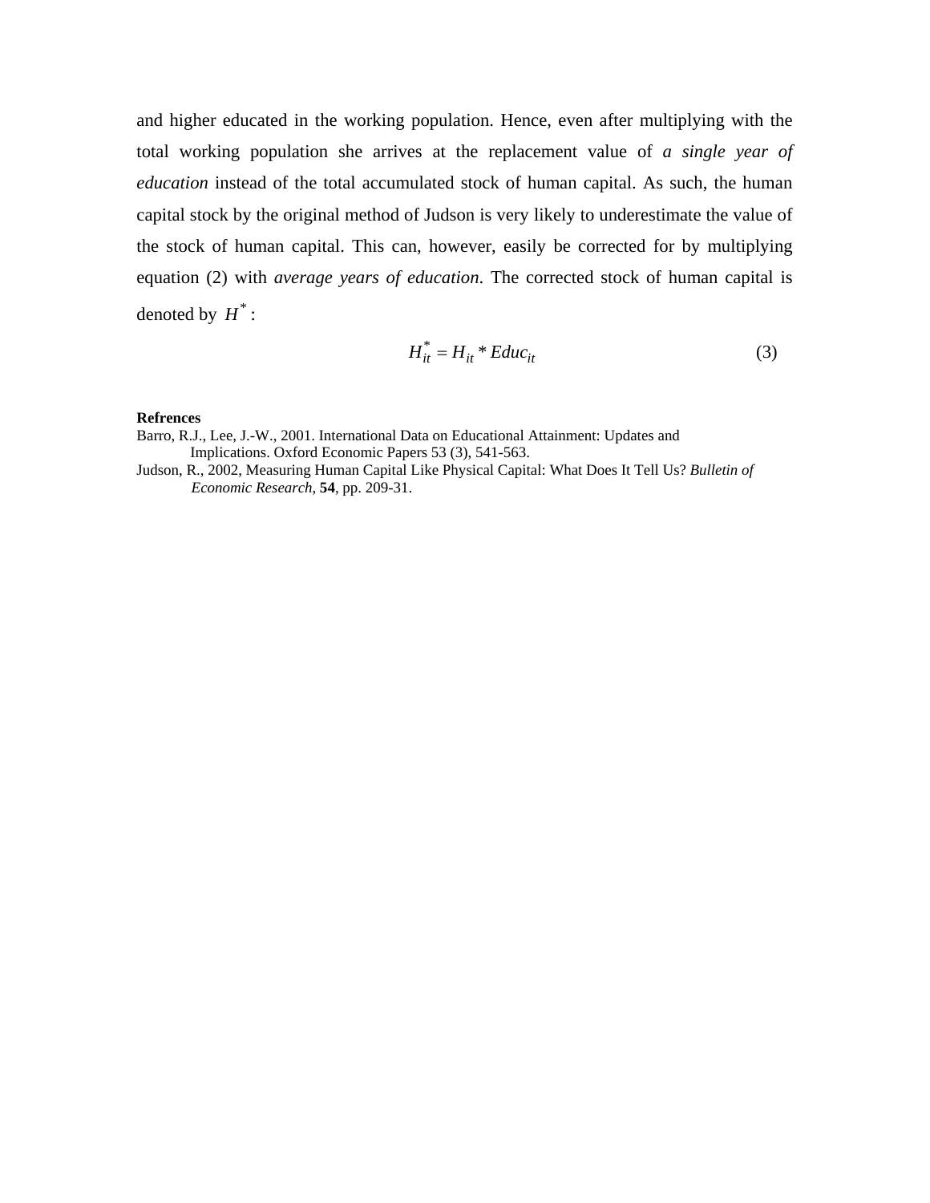and higher educated in the working population. Hence, even after multiplying with the total working population she arrives at the replacement value of *a single year of education* instead of the total accumulated stock of human capital. As such, the human capital stock by the original method of Judson is very likely to underestimate the value of the stock of human capital. This can, however, easily be corrected for by multiplying equation (2) with *average years of education*. The corrected stock of human capital is denoted by $H^*$ :

$$H_{it}^* = H_{it} * Educ_{it} \tag{3}$$

**Refrences**

Barro, R.J., Lee, J.-W., 2001. International Data on Educational Attainment: Updates and Implications. Oxford Economic Papers 53 (3), 541-563.

Judson, R., 2002, Measuring Human Capital Like Physical Capital: What Does It Tell Us? *Bulletin of Economic Research*, **54**, pp. 209-31.